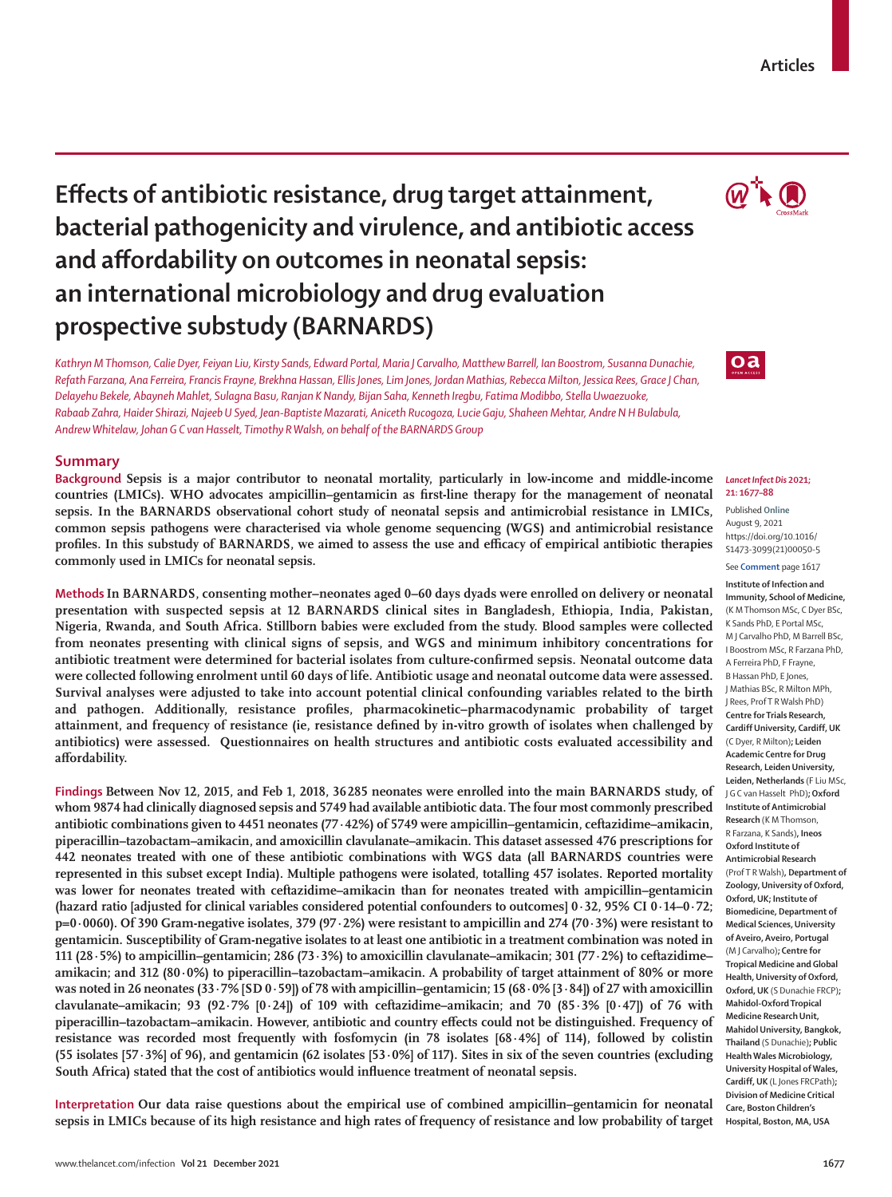# Effects of antibiotic resistance, drug target attainment, bacterial pathogenicity and virulence, and antibiotic access and affordability on outcomes in neonatal sepsis: an international microbiology and drug evaluation prospective substudy (BARNARDS)

*Kathryn M Thomson, Calie Dyer, Feiyan Liu, Kirsty Sands, Edward Portal, Maria J Carvalho, Matthew Barrell, Ian Boostrom, Susanna Dunachie, Refath Farzana, Ana Ferreira, Francis Frayne, Brekhna Hassan, Ellis Jones, Lim Jones, Jordan Mathias, Rebecca Milton, Jessica Rees, Grace J Chan, Delayehu Bekele, Abayneh Mahlet, Sulagna Basu, Ranjan K Nandy, Bijan Saha, Kenneth Iregbu, Fatima Modibbo, Stella Uwaezuoke, Rabaab Zahra, Haider Shirazi, Najeeb U Syed, Jean-Baptiste Mazarati, Aniceth Rucogoza, Lucie Gaju, Shaheen Mehtar, Andre N H Bulabula, Andrew Whitelaw, Johan G C van Hasselt, Timothy R Walsh, on behalf of the BARNARDS Group*

## Summary

**Background** Sepsis is a major contributor to neonatal mortality, particularly in low-income and middle-income countries (LMICs). WHO advocates ampicillin–gentamicin as first-line therapy for the management of neonatal sepsis. In the BARNARDS observational cohort study of neonatal sepsis and antimicrobial resistance in LMICs, common sepsis pathogens were characterised via whole genome sequencing (WGS) and antimicrobial resistance profiles. In this substudy of BARNARDS, we aimed to assess the use and efficacy of empirical antibiotic therapies commonly used in LMICs for neonatal sepsis.

**Methods** In BARNARDS, consenting mother–neonates aged 0–60 days dyads were enrolled on delivery or neonatal presentation with suspected sepsis at 12 BARNARDS clinical sites in Bangladesh, Ethiopia, India, Pakistan, Nigeria, Rwanda, and South Africa. Stillborn babies were excluded from the study. Blood samples were collected from neonates presenting with clinical signs of sepsis, and WGS and minimum inhibitory concentrations for antibiotic treatment were determined for bacterial isolates from culture-confirmed sepsis. Neonatal outcome data were collected following enrolment until 60 days of life. Antibiotic usage and neonatal outcome data were assessed. Survival analyses were adjusted to take into account potential clinical confounding variables related to the birth and pathogen. Additionally, resistance profiles, pharmacokinetic–pharmacodynamic probability of target attainment, and frequency of resistance (ie, resistance defined by in-vitro growth of isolates when challenged by antibiotics) were assessed. Questionnaires on health structures and antibiotic costs evaluated accessibility and affordability.

**Findings** Between Nov 12, 2015, and Feb 1, 2018, 36 285 neonates were enrolled into the main BARNARDS study, of whom 9874 had clinically diagnosed sepsis and 5749 had available antibiotic data. The four most commonly prescribed antibiotic combinations given to 4451 neonates (77·42%) of 5749 were ampicillin–gentamicin, ceftazidime–amikacin, piperacillin–tazobactam–amikacin, and amoxicillin clavulanate–amikacin. This dataset assessed 476 prescriptions for 442 neonates treated with one of these antibiotic combinations with WGS data (all BARNARDS countries were represented in this subset except India). Multiple pathogens were isolated, totalling 457 isolates. Reported mortality was lower for neonates treated with ceftazidime–amikacin than for neonates treated with ampicillin–gentamicin (hazard ratio [adjusted for clinical variables considered potential confounders to outcomes] 0·32, 95% CI 0·14–0·72; p=0·0060). Of 390 Gram-negative isolates, 379 (97·2%) were resistant to ampicillin and 274 (70·3%) were resistant to gentamicin. Susceptibility of Gram-negative isolates to at least one antibiotic in a treatment combination was noted in 111 (28·5%) to ampicillin–gentamicin; 286 (73·3%) to amoxicillin clavulanate–amikacin; 301 (77·2%) to ceftazidime–amikacin; and 312 (80·0%) to piperacillin–tazobactam–amikacin. A probability of target attainment of 80% or more was noted in 26 neonates (33·7% [SD 0·59]) of 78 with ampicillin–gentamicin; 15 (68·0% [3·84]) of 27 with amoxicillin clavulanate–amikacin; 93 (92·7% [0·24]) of 109 with ceftazidime–amikacin; and 70 (85·3% [0·47]) of 76 with piperacillin–tazobactam–amikacin. However, antibiotic and country effects could not be distinguished. Frequency of resistance was recorded most frequently with fosfomycin (in 78 isolates [68·4%] of 114), followed by colistin (55 isolates [57·3%] of 96), and gentamicin (62 isolates [53·0%] of 117). Sites in six of the seven countries (excluding South Africa) stated that the cost of antibiotics would influence treatment of neonatal sepsis.

**Interpretation** Our data raise questions about the empirical use of combined ampicillin–gentamicin for neonatal sepsis in LMICs because of its high resistance and high rates of frequency of resistance and low probability of target

*Lancet Infect Dis* 2021; 21: 1677–88

Published Online August 9, 2021 https://doi.org/10.1016/S1473-3099(21)00050-5

See **Comment** page 1617

**Institute of Infection and Immunity, School of Medicine,** (K M Thomson MSc, C Dyer BSc, K Sands PhD, E Portal MSc, M J Carvalho PhD, M Barrell BSc, I Boostrom MSc, R Farzana PhD, A Ferreira PhD, F Frayne, B Hassan PhD, E Jones, J Mathias BSc, R Milton MPH, J Rees, Prof T R Walsh PhD) **Centre for Trials Research, Cardiff University, Cardiff, UK** (C Dyer, R Milton); **Leiden Academic Centre for Drug Research, Leiden University, Leiden, Netherlands** (F Liu MSc, J G C van Hasselt PhD); **Oxford Institute of Antimicrobial Research** (K M Thomson, R Farzana, K Sands), **Ineos Oxford Institute of Antimicrobial Research** (Prof T R Walsh), **Department of Zoology, University of Oxford, Oxford, UK; Institute of Biomedicine, Department of Medical Sciences, University of Aveiro, Aveiro, Portugal** (M J Carvalho); **Centre for Tropical Medicine and Global Health, University of Oxford, Oxford, UK** (S Dunachie FRCP); **Mahidol-Oxford Tropical Medicine Research Unit, Mahidol University, Bangkok, Thailand** (S Dunachie); **Public Health Wales Microbiology, University Hospital of Wales, Cardiff, UK** (L Jones FRCPath); **Division of Medicine Critical Care, Boston Children's Hospital, Boston, MA, USA**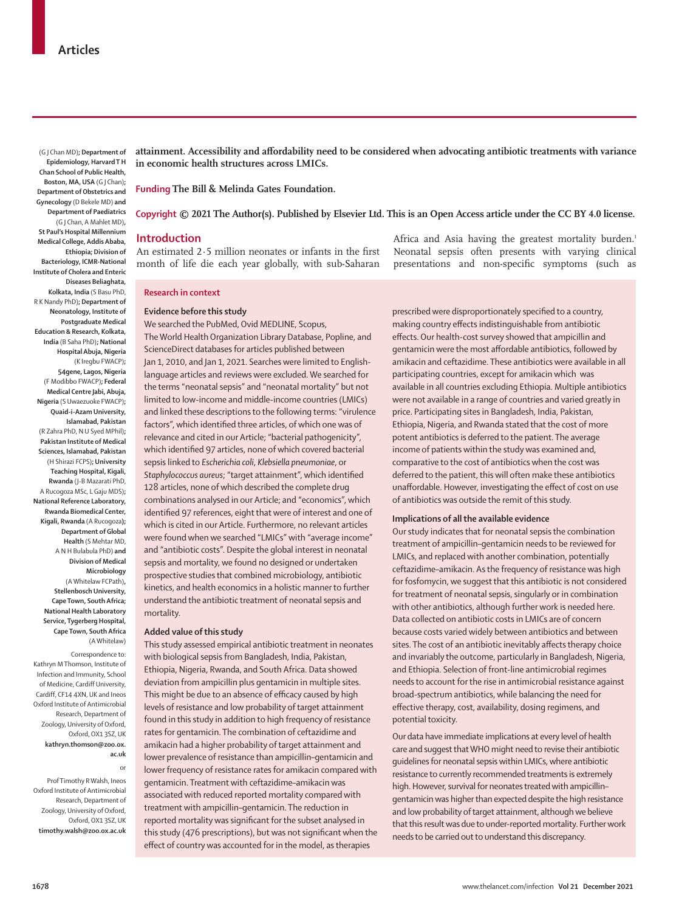attainment. Accessibility and affordability need to be considered when advocating antibiotic treatments with variance in economic health structures across LMICs.

**Funding** The Bill & Melinda Gates Foundation.

**Copyright** © 2021 The Author(s). Published by Elsevier Ltd. This is an Open Access article under the CC BY 4.0 license.

(G J Chan MD); Department of Epidemiology, Harvard T H Chan School of Public Health, Boston, MA, USA (G J Chan); Department of Obstetrics and Gynecology (D Bekele MD) and Department of Paediatrics (G J Chan, A Mahlet MD), St Paul's Hospital Millennium Medical College, Addis Ababa, Ethiopia; Division of Bacteriology, ICMR-National Institute of Cholera and Enteric Diseases Beliaghata, Kolkata, India (S Basu PhD, R K Nandy PhD); Department of Neonatology, Institute of Postgraduate Medical Education & Research, Kolkata, India (B Saha PhD); National Hospital Abuja, Nigeria (K Iregbu FWACP); 54gene, Lagos, Nigeria (F Modibbo FWACP); Federal Medical Centre Jabi, Abuja, Nigeria (S Uwaezuoke FWACP); Quaid-i-Azam University, Islamabad, Pakistan (R Zahra PhD, N U Syed MPhil); Pakistan Institute of Medical Sciences, Islamabad, Pakistan (H Shirazi FCPS); University Teaching Hospital, Kigali, Rwanda (J-B Mazarati PhD, A Rucogoza MSc, L Gaju MDS); National Reference Laboratory, Rwanda Biomedical Center, Kigali, Rwanda (A Rucogoza); Department of Global Health (S Mehtar MD, A N H Bulabula PhD) and Division of Medical Microbiology (A Whitelaw FCPath), Stellenbosch University, Cape Town, South Africa; National Health Laboratory Service, Tygerberg Hospital, Cape Town, South Africa (A Whitelaw)

Correspondence to: Kathryn M Thomson, Institute of Infection and Immunity, School of Medicine, Cardiff University, Cardiff, CF14 4XN, UK and Ineos Oxford Institute of Antimicrobial Research, Department of Zoology, University of Oxford, Oxford, OX1 3SZ, UK **kathryn.thomson@zoo.ox.ac.uk**

or

Prof Timothy R Walsh, Ineos Oxford Institute of Antimicrobial Research, Department of Zoology, University of Oxford, Oxford, OX1 3SZ, UK **timothy.walsh@zoo.ox.ac.uk**

## Introduction

An estimated 2·5 million neonates or infants in the first month of life die each year globally, with sub-Saharan Africa and Asia having the greatest mortality burden.[1] Neonatal sepsis often presents with varying clinical presentations and non-specific symptoms (such as

### Research in context

#### Evidence before this study

We searched the PubMed, Ovid MEDLINE, Scopus, The World Health Organization Library Database, Popline, and ScienceDirect databases for articles published between Jan 1, 2010, and Jan 1, 2021. Searches were limited to English-language articles and reviews were excluded. We searched for the terms "neonatal sepsis" and "neonatal mortality" but not limited to low-income and middle-income countries (LMICs) and linked these descriptions to the following terms: "virulence factors", which identified three articles, of which one was of relevance and cited in our Article; "bacterial pathogenicity", which identified 97 articles, none of which covered bacterial sepsis linked to *Escherichia coli*, *Klebsiella pneumoniae*, or *Staphylococcus aureus*; "target attainment", which identified 128 articles, none of which described the complete drug combinations analysed in our Article; and "economics", which identified 97 references, eight that were of interest and one of which is cited in our Article. Furthermore, no relevant articles were found when we searched "LMICs" with "average income" and "antibiotic costs". Despite the global interest in neonatal sepsis and mortality, we found no designed or undertaken prospective studies that combined microbiology, antibiotic kinetics, and health economics in a holistic manner to further understand the antibiotic treatment of neonatal sepsis and mortality.

#### Added value of this study

This study assessed empirical antibiotic treatment in neonates with biological sepsis from Bangladesh, India, Pakistan, Ethiopia, Nigeria, Rwanda, and South Africa. Data showed deviation from ampicillin plus gentamicin in multiple sites. This might be due to an absence of efficacy caused by high levels of resistance and low probability of target attainment found in this study in addition to high frequency of resistance rates for gentamicin. The combination of ceftazidime and amikacin had a higher probability of target attainment and lower prevalence of resistance than ampicillin–gentamicin and lower frequency of resistance rates for amikacin compared with gentamicin. Treatment with ceftazidime–amikacin was associated with reduced reported mortality compared with treatment with ampicillin–gentamicin. The reduction in reported mortality was significant for the subset analysed in this study (476 prescriptions), but was not significant when the effect of country was accounted for in the model, as therapies prescribed were disproportionately specified to a country, making country effects indistinguishable from antibiotic effects. Our health-cost survey showed that ampicillin and gentamicin were the most affordable antibiotics, followed by amikacin and ceftazidime. These antibiotics were available in all participating countries, except for amikacin which was available in all countries excluding Ethiopia. Multiple antibiotics were not available in a range of countries and varied greatly in price. Participating sites in Bangladesh, India, Pakistan, Ethiopia, Nigeria, and Rwanda stated that the cost of more potent antibiotics is deferred to the patient. The average income of patients within the study was examined and, comparative to the cost of antibiotics when the cost was deferred to the patient, this will often make these antibiotics unaffordable. However, investigating the effect of cost on use of antibiotics was outside the remit of this study.

#### Implications of all the available evidence

Our study indicates that for neonatal sepsis the combination treatment of ampicillin–gentamicin needs to be reviewed for LMICs, and replaced with another combination, potentially ceftazidime–amikacin. As the frequency of resistance was high for fosfomycin, we suggest that this antibiotic is not considered for treatment of neonatal sepsis, singularly or in combination with other antibiotics, although further work is needed here. Data collected on antibiotic costs in LMICs are of concern because costs varied widely between antibiotics and between sites. The cost of an antibiotic inevitably affects therapy choice and invariably the outcome, particularly in Bangladesh, Nigeria, and Ethiopia. Selection of front-line antimicrobial regimes needs to account for the rise in antimicrobial resistance against broad-spectrum antibiotics, while balancing the need for effective therapy, cost, availability, dosing regimens, and potential toxicity.

Our data have immediate implications at every level of health care and suggest that WHO might need to revise their antibiotic guidelines for neonatal sepsis within LMICs, where antibiotic resistance to currently recommended treatments is extremely high. However, survival for neonates treated with ampicillin–gentamicin was higher than expected despite the high resistance and low probability of target attainment, although we believe that this result was due to under-reported mortality. Further work needs to be carried out to understand this discrepancy.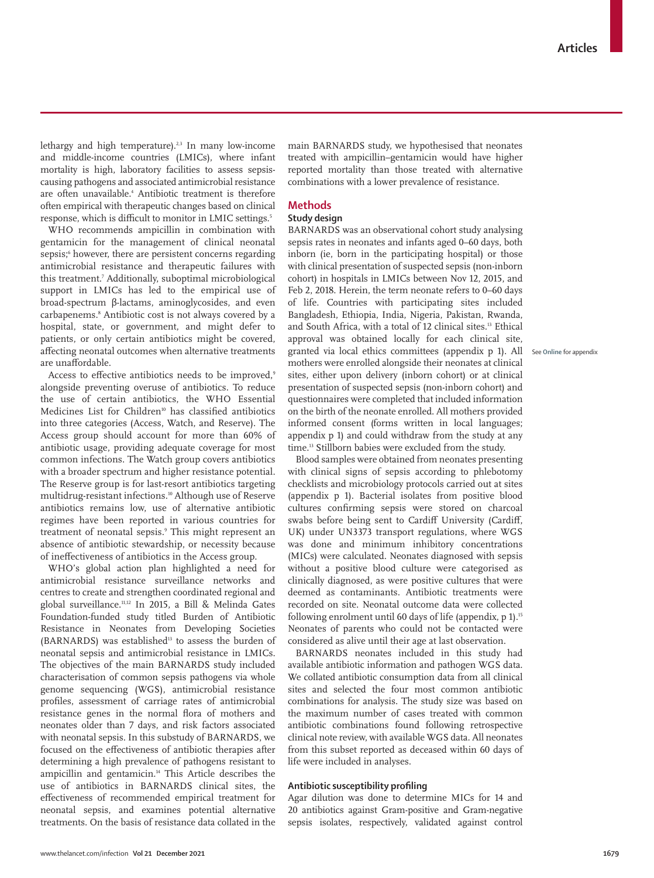lethargy and high temperature).[2,3] In many low-income and middle-income countries (LMICs), where infant mortality is high, laboratory facilities to assess sepsis-causing pathogens and associated antimicrobial resistance are often unavailable.[4] Antibiotic treatment is therefore often empirical with therapeutic changes based on clinical response, which is difficult to monitor in LMIC settings.[5]

WHO recommends ampicillin in combination with gentamicin for the management of clinical neonatal sepsis;[6] however, there are persistent concerns regarding antimicrobial resistance and therapeutic failures with this treatment.[7] Additionally, suboptimal microbiological support in LMICs has led to the empirical use of broad-spectrum β-lactams, aminoglycosides, and even carbapenems.[8] Antibiotic cost is not always covered by a hospital, state, or government, and might defer to patients, or only certain antibiotics might be covered, affecting neonatal outcomes when alternative treatments are unaffordable.

Access to effective antibiotics needs to be improved,[9] alongside preventing overuse of antibiotics. To reduce the use of certain antibiotics, the WHO Essential Medicines List for Children[10] has classified antibiotics into three categories (Access, Watch, and Reserve). The Access group should account for more than 60% of antibiotic usage, providing adequate coverage for most common infections. The Watch group covers antibiotics with a broader spectrum and higher resistance potential. The Reserve group is for last-resort antibiotics targeting multidrug-resistant infections.[10] Although use of Reserve antibiotics remains low, use of alternative antibiotic regimes have been reported in various countries for treatment of neonatal sepsis.[9] This might represent an absence of antibiotic stewardship, or necessity because of ineffectiveness of antibiotics in the Access group.

WHO's global action plan highlighted a need for antimicrobial resistance surveillance networks and centres to create and strengthen coordinated regional and global surveillance.[11,12] In 2015, a Bill & Melinda Gates Foundation-funded study titled Burden of Antibiotic Resistance in Neonates from Developing Societies (BARNARDS) was established[13] to assess the burden of neonatal sepsis and antimicrobial resistance in LMICs. The objectives of the main BARNARDS study included characterisation of common sepsis pathogens via whole genome sequencing (WGS), antimicrobial resistance profiles, assessment of carriage rates of antimicrobial resistance genes in the normal flora of mothers and neonates older than 7 days, and risk factors associated with neonatal sepsis. In this substudy of BARNARDS, we focused on the effectiveness of antibiotic therapies after determining a high prevalence of pathogens resistant to ampicillin and gentamicin.[14] This Article describes the use of antibiotics in BARNARDS clinical sites, the effectiveness of recommended empirical treatment for neonatal sepsis, and examines potential alternative treatments. On the basis of resistance data collated in the main BARNARDS study, we hypothesised that neonates treated with ampicillin–gentamicin would have higher reported mortality than those treated with alternative combinations with a lower prevalence of resistance.

## Methods

### Study design

BARNARDS was an observational cohort study analysing sepsis rates in neonates and infants aged 0–60 days, both inborn (ie, born in the participating hospital) or those with clinical presentation of suspected sepsis (non-inborn cohort) in hospitals in LMICs between Nov 12, 2015, and Feb 2, 2018. Herein, the term neonate refers to 0–60 days of life. Countries with participating sites included Bangladesh, Ethiopia, India, Nigeria, Pakistan, Rwanda, and South Africa, with a total of 12 clinical sites.[13] Ethical approval was obtained locally for each clinical site, granted via local ethics committees (appendix p 1). All mothers were enrolled alongside their neonates at clinical sites, either upon delivery (inborn cohort) or at clinical presentation of suspected sepsis (non-inborn cohort) and questionnaires were completed that included information on the birth of the neonate enrolled. All mothers provided informed consent (forms written in local languages; appendix p 1) and could withdraw from the study at any time.[13] Stillborn babies were excluded from the study.

See Online for appendix

Blood samples were obtained from neonates presenting with clinical signs of sepsis according to phlebotomy checklists and microbiology protocols carried out at sites (appendix p 1). Bacterial isolates from positive blood cultures confirming sepsis were stored on charcoal swabs before being sent to Cardiff University (Cardiff, UK) under UN3373 transport regulations, where WGS was done and minimum inhibitory concentrations (MICs) were calculated. Neonates diagnosed with sepsis without a positive blood culture were categorised as clinically diagnosed, as were positive cultures that were deemed as contaminants. Antibiotic treatments were recorded on site. Neonatal outcome data were collected following enrolment until 60 days of life (appendix, p 1).[15] Neonates of parents who could not be contacted were considered as alive until their age at last observation.

BARNARDS neonates included in this study had available antibiotic information and pathogen WGS data. We collated antibiotic consumption data from all clinical sites and selected the four most common antibiotic combinations for analysis. The study size was based on the maximum number of cases treated with common antibiotic combinations found following retrospective clinical note review, with available WGS data. All neonates from this subset reported as deceased within 60 days of life were included in analyses.

### Antibiotic susceptibility profiling

Agar dilution was done to determine MICs for 14 and 20 antibiotics against Gram-positive and Gram-negative sepsis isolates, respectively, validated against control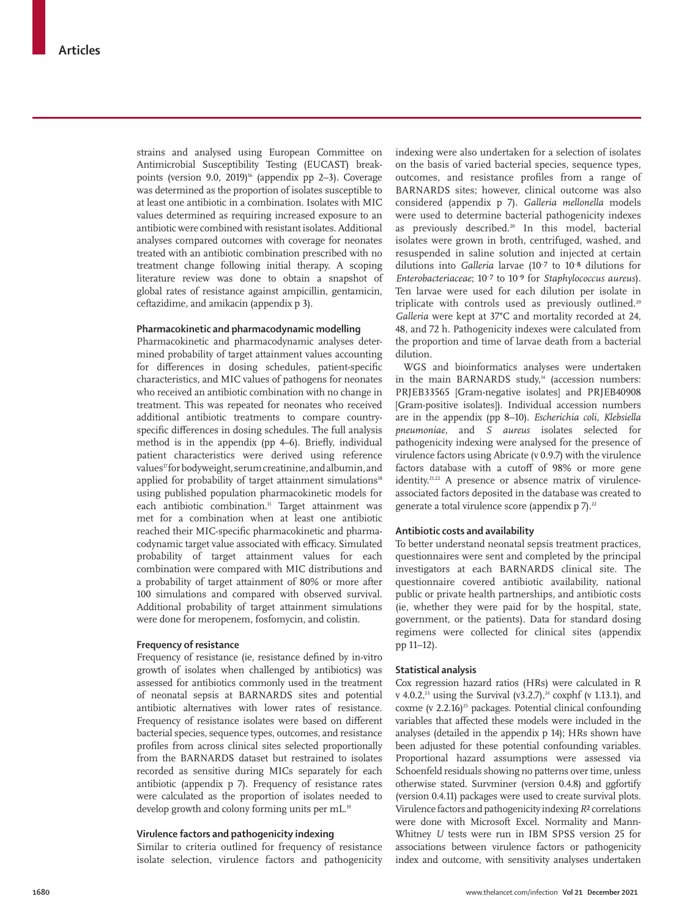strains and analysed using European Committee on Antimicrobial Susceptibility Testing (EUCAST) breakpoints (version 9.0, 2019)[16] (appendix pp 2–3). Coverage was determined as the proportion of isolates susceptible to at least one antibiotic in a combination. Isolates with MIC values determined as requiring increased exposure to an antibiotic were combined with resistant isolates. Additional analyses compared outcomes with coverage for neonates treated with an antibiotic combination prescribed with no treatment change following initial therapy. A scoping literature review was done to obtain a snapshot of global rates of resistance against ampicillin, gentamicin, ceftazidime, and amikacin (appendix p 3).

### Pharmacokinetic and pharmacodynamic modelling

Pharmacokinetic and pharmacodynamic analyses determined probability of target attainment values accounting for differences in dosing schedules, patient-specific characteristics, and MIC values of pathogens for neonates who received an antibiotic combination with no change in treatment. This was repeated for neonates who received additional antibiotic treatments to compare country-specific differences in dosing schedules. The full analysis method is in the appendix (pp 4–6). Briefly, individual patient characteristics were derived using reference values[17] for bodyweight, serum creatinine, and albumin, and applied for probability of target attainment simulations[18] using published population pharmacokinetic models for each antibiotic combination.[11] Target attainment was met for a combination when at least one antibiotic reached their MIC-specific pharmacokinetic and pharmacodynamic target value associated with efficacy. Simulated probability of target attainment values for each combination were compared with MIC distributions and a probability of target attainment of 80% or more after 100 simulations and compared with observed survival. Additional probability of target attainment simulations were done for meropenem, fosfomycin, and colistin.

### Frequency of resistance

Frequency of resistance (ie, resistance defined by in-vitro growth of isolates when challenged by antibiotics) was assessed for antibiotics commonly used in the treatment of neonatal sepsis at BARNARDS sites and potential antibiotic alternatives with lower rates of resistance. Frequency of resistance isolates were based on different bacterial species, sequence types, outcomes, and resistance profiles from across clinical sites selected proportionally from the BARNARDS dataset but restrained to isolates recorded as sensitive during MICs separately for each antibiotic (appendix p 7). Frequency of resistance rates were calculated as the proportion of isolates needed to develop growth and colony forming units per mL.[19]

### Virulence factors and pathogenicity indexing

Similar to criteria outlined for frequency of resistance isolate selection, virulence factors and pathogenicity indexing were also undertaken for a selection of isolates on the basis of varied bacterial species, sequence types, outcomes, and resistance profiles from a range of BARNARDS sites; however, clinical outcome was also considered (appendix p 7). *Galleria mellonella* models were used to determine bacterial pathogenicity indexes as previously described.[20] In this model, bacterial isolates were grown in broth, centrifuged, washed, and resuspended in saline solution and injected at certain dilutions into *Galleria* larvae ($10^{-7}$ to $10^{-8}$ dilutions for *Enterobacteriaceae*; $10^{-7}$ to $10^{-9}$ for *Staphylococcus aureus*). Ten larvae were used for each dilution per isolate in triplicate with controls used as previously outlined.[20] *Galleria* were kept at 37°C and mortality recorded at 24, 48, and 72 h. Pathogenicity indexes were calculated from the proportion and time of larvae death from a bacterial dilution.

WGS and bioinformatics analyses were undertaken in the main BARNARDS study,[14] (accession numbers: PRJEB33565 [Gram-negative isolates] and PRJEB40908 [Gram-positive isolates]). Individual accession numbers are in the appendix (pp 8–10). *Escherichia coli, Klebsiella pneumoniae,* and *S aureus* isolates selected for pathogenicity indexing were analysed for the presence of virulence factors using Abricate (v 0.9.7) with the virulence factors database with a cutoff of 98% or more gene identity.[21,22] A presence or absence matrix of virulence-associated factors deposited in the database was created to generate a total virulence score (appendix p 7).[22]

### Antibiotic costs and availability

To better understand neonatal sepsis treatment practices, questionnaires were sent and completed by the principal investigators at each BARNARDS clinical site. The questionnaire covered antibiotic availability, national public or private health partnerships, and antibiotic costs (ie, whether they were paid for by the hospital, state, government, or the patients). Data for standard dosing regimens were collected for clinical sites (appendix pp 11–12).

### Statistical analysis

Cox regression hazard ratios (HRs) were calculated in R v 4.0.2,[23] using the Survival (v3.2.7),[24] coxphf (v 1.13.1), and coxme (v 2.2.16)[25] packages. Potential clinical confounding variables that affected these models were included in the analyses (detailed in the appendix p 14); HRs shown have been adjusted for these potential confounding variables. Proportional hazard assumptions were assessed via Schoenfeld residuals showing no patterns over time, unless otherwise stated. Survminer (version 0.4.8) and ggfortify (version 0.4.11) packages were used to create survival plots. Virulence factors and pathogenicity indexing $R^2$ correlations were done with Microsoft Excel. Normality and Mann-Whitney *U* tests were run in IBM SPSS version 25 for associations between virulence factors or pathogenicity index and outcome, with sensitivity analyses undertaken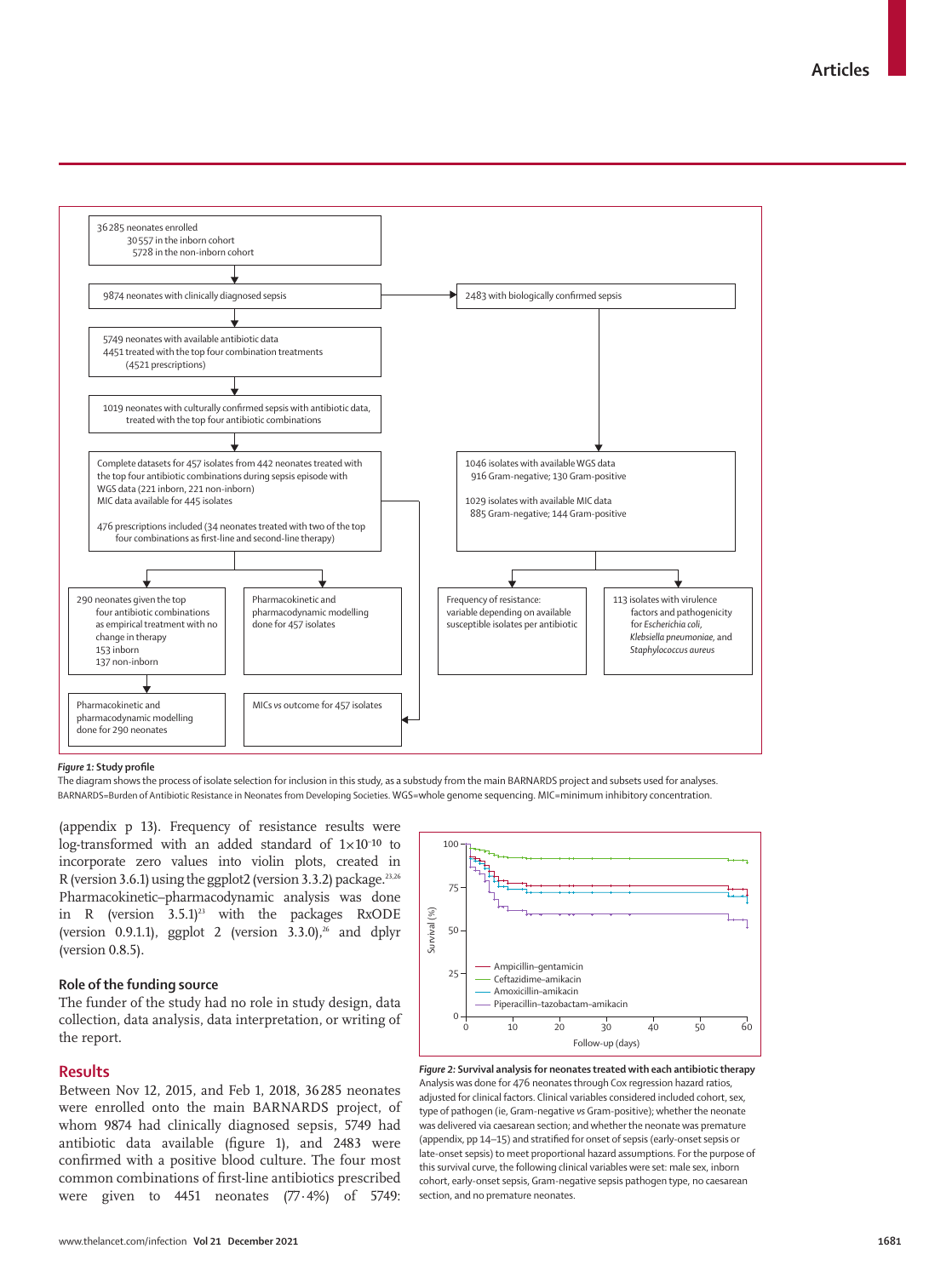36 285 neonates enrolled
30 557 in the inborn cohort
5728 in the non-inborn cohort

9874 neonates with clinically diagnosed sepsis

2483 with biologically confirmed sepsis

5749 neonates with available antibiotic data
4451 treated with the top four combination treatments (4521 prescriptions)

1019 neonates with culturally confirmed sepsis with antibiotic data, treated with the top four antibiotic combinations

Complete datasets for 457 isolates from 442 neonates treated with the top four antibiotic combinations during sepsis episode with WGS data (221 inborn, 221 non-inborn)
MIC data available for 445 isolates

476 prescriptions included (34 neonates treated with two of the top four combinations as first-line and second-line therapy)

1046 isolates with available WGS data
916 Gram-negative; 130 Gram-positive

1029 isolates with available MIC data
885 Gram-negative; 144 Gram-positive

290 neonates given the top four antibiotic combinations as empirical treatment with no change in therapy
153 inborn
137 non-inborn

Pharmacokinetic and pharmacodynamic modelling done for 457 isolates

Frequency of resistance: variable depending on available susceptible isolates per antibiotic

113 isolates with virulence factors and pathogenicity for *Escherichia coli*, *Klebsiella pneumoniae*, and *Staphylococcus aureus*

Pharmacokinetic and pharmacodynamic modelling done for 290 neonates

MICs vs outcome for 457 isolates

***Figure 1:*** **Study profile**
The diagram shows the process of isolate selection for inclusion in this study, as a substudy from the main BARNARDS project and subsets used for analyses. BARNARDS=Burden of Antibiotic Resistance in Neonates from Developing Societies. WGS=whole genome sequencing. MIC=minimum inhibitory concentration.

(appendix p 13). Frequency of resistance results were log-transformed with an added standard of $1\times10^{-10}$ to incorporate zero values into violin plots, created in R (version 3.6.1) using the ggplot2 (version 3.3.2) package.[23,26] Pharmacokinetic–pharmacodynamic analysis was done in R (version 3.5.1)[23] with the packages RxODE (version 0.9.1.1), ggplot 2 (version 3.3.0),[26] and dplyr (version 0.8.5).

### Role of the funding source

The funder of the study had no role in study design, data collection, data analysis, data interpretation, or writing of the report.

## Results

Between Nov 12, 2015, and Feb 1, 2018, 36 285 neonates were enrolled onto the main BARNARDS project, of whom 9874 had clinically diagnosed sepsis, 5749 had antibiotic data available (figure 1), and 2483 were confirmed with a positive blood culture. The four most common combinations of first-line antibiotics prescribed were given to 4451 neonates (77·4%) of 5749:

***Figure 2:*** **Survival analysis for neonates treated with each antibiotic therapy**
Analysis was done for 476 neonates through Cox regression hazard ratios, adjusted for clinical factors. Clinical variables considered included cohort, sex, type of pathogen (ie, Gram-negative *vs* Gram-positive); whether the neonate was delivered via caesarean section; and whether the neonate was premature (appendix, pp 14–15) and stratified for onset of sepsis (early-onset sepsis or late-onset sepsis) to meet proportional hazard assumptions. For the purpose of this survival curve, the following clinical variables were set: male sex, inborn cohort, early-onset sepsis, Gram-negative sepsis pathogen type, no caesarean section, and no premature neonates.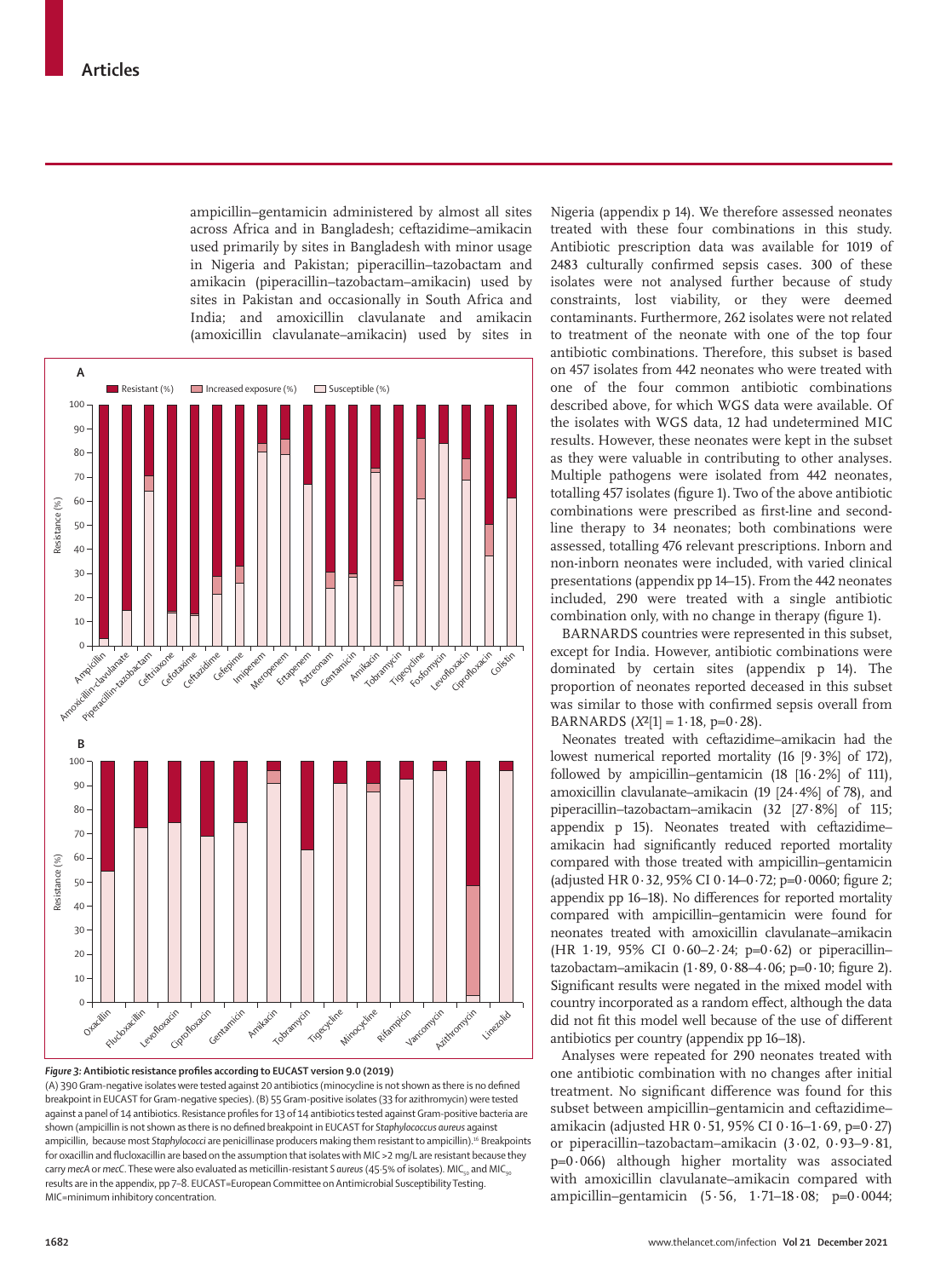ampicillin–gentamicin administered by almost all sites across Africa and in Bangladesh; ceftazidime–amikacin used primarily by sites in Bangladesh with minor usage in Nigeria and Pakistan; piperacillin–tazobactam and amikacin (piperacillin–tazobactam–amikacin) used by sites in Pakistan and occasionally in South Africa and India; and amoxicillin clavulanate and amikacin (amoxicillin clavulanate–amikacin) used by sites in Nigeria (appendix p 14). We therefore assessed neonates treated with these four combinations in this study. Antibiotic prescription data was available for 1019 of 2483 culturally confirmed sepsis cases. 300 of these isolates were not analysed further because of study constraints, lost viability, or they were deemed contaminants. Furthermore, 262 isolates were not related to treatment of the neonate with one of the top four antibiotic combinations. Therefore, this subset is based on 457 isolates from 442 neonates who were treated with one of the four common antibiotic combinations described above, for which WGS data were available. Of the isolates with WGS data, 12 had undetermined MIC results. However, these neonates were kept in the subset as they were valuable in contributing to other analyses. Multiple pathogens were isolated from 442 neonates, totalling 457 isolates (figure 1). Two of the above antibiotic combinations were prescribed as first-line and second-line therapy to 34 neonates; both combinations were assessed, totalling 476 relevant prescriptions. Inborn and non-inborn neonates were included, with varied clinical presentations (appendix pp 14–15). From the 442 neonates included, 290 were treated with a single antibiotic combination only, with no change in therapy (figure 1).

BARNARDS countries were represented in this subset, except for India. However, antibiotic combinations were dominated by certain sites (appendix p 14). The proportion of neonates reported deceased in this subset was similar to those with confirmed sepsis overall from BARNARDS ($X^2[1] = 1·18$, p=0·28).

Neonates treated with ceftazidime–amikacin had the lowest numerical reported mortality (16 [9·3%] of 172), followed by ampicillin–gentamicin (18 [16·2%] of 111), amoxicillin clavulanate–amikacin (19 [24·4%] of 78), and piperacillin–tazobactam–amikacin (32 [27·8%] of 115; appendix p 15). Neonates treated with ceftazidime–amikacin had significantly reduced reported mortality compared with those treated with ampicillin–gentamicin (adjusted HR 0·32, 95% CI 0·14–0·72; p=0·0060; figure 2; appendix pp 16–18). No differences for reported mortality compared with ampicillin–gentamicin were found for neonates treated with amoxicillin clavulanate–amikacin (HR 1·19, 95% CI 0·60–2·24; p=0·62) or piperacillin–tazobactam–amikacin (1·89, 0·88–4·06; p=0·10; figure 2). Significant results were negated in the mixed model with country incorporated as a random effect, although the data did not fit this model well because of the use of different antibiotics per country (appendix pp 16–18).

Analyses were repeated for 290 neonates treated with one antibiotic combination with no changes after initial treatment. No significant difference was found for this subset between ampicillin–gentamicin and ceftazidime–amikacin (adjusted HR 0·51, 95% CI 0·16–1·69, p=0·27) or piperacillin–tazobactam–amikacin (3·02, 0·93–9·81, p=0·066) although higher mortality was associated with amoxicillin clavulanate–amikacin compared with ampicillin–gentamicin (5·56, 1·71–18·08; p=0·0044;

**Figure 3: Antibiotic resistance profiles according to EUCAST version 9.0 (2019)**

(A) 390 Gram-negative isolates were tested against 20 antibiotics (minocycline is not shown as there is no defined breakpoint in EUCAST for Gram-negative species). (B) 55 Gram-positive isolates (33 for azithromycin) were tested against a panel of 14 antibiotics. Resistance profiles for 13 of 14 antibiotics tested against Gram-positive bacteria are shown (ampicillin is not shown as there is no defined breakpoint in EUCAST for *Staphylococcus aureus* against ampicillin, because most *Staphylococci* are penicillinase producers making them resistant to ampicillin).[16] Breakpoints for oxacillin and flucloxacillin are based on the assumption that isolates with MIC >2 mg/L are resistant because they carry *mecA* or *mecC*. These were also evaluated as meticillin-resistant *S aureus* (45·5% of isolates). $MIC_{50}$ and $MIC_{90}$ results are in the appendix, pp 7–8. EUCAST=European Committee on Antimicrobial Susceptibility Testing. MIC=minimum inhibitory concentration.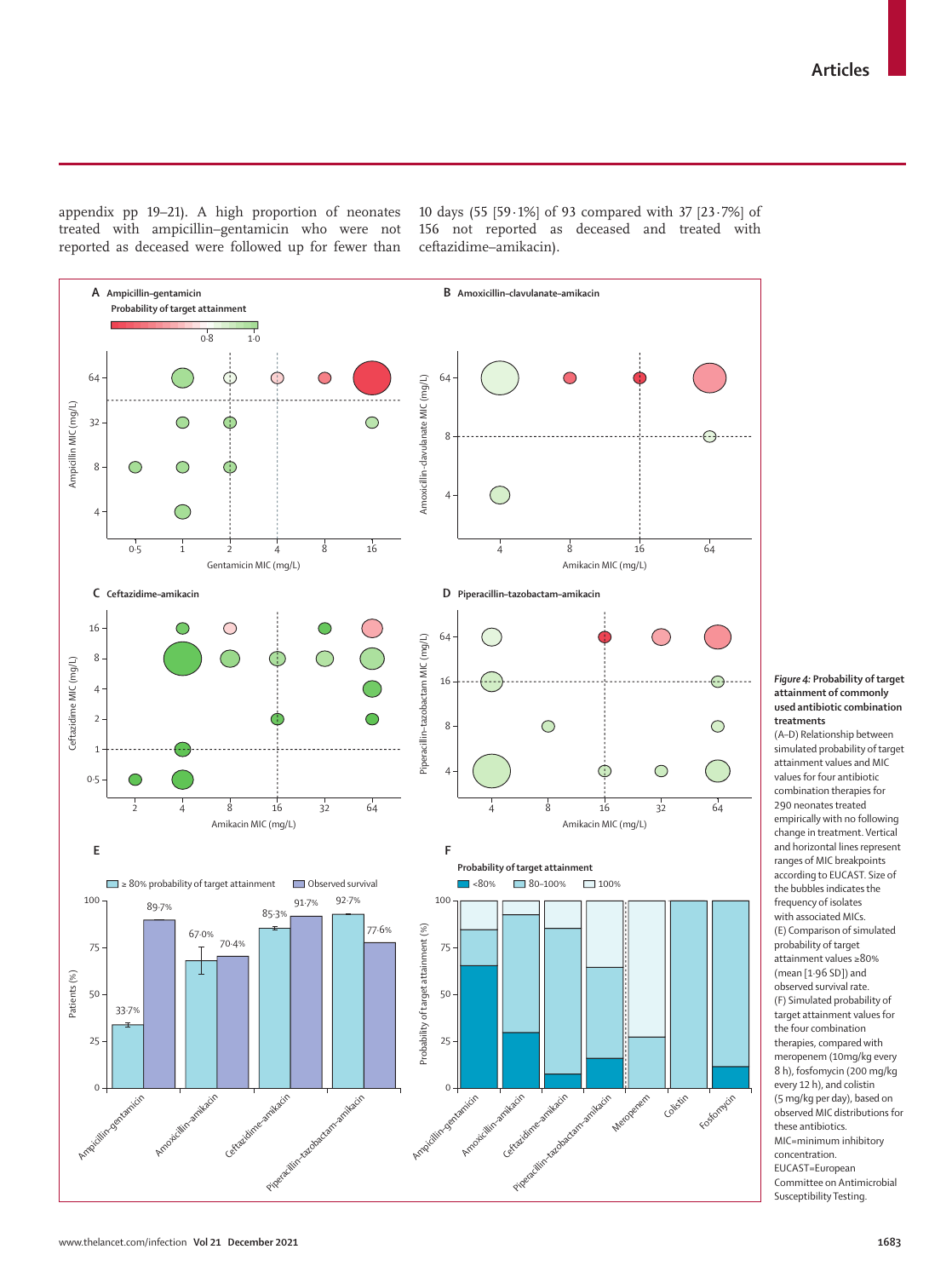appendix pp 19–21). A high proportion of neonates treated with ampicillin–gentamicin who were not reported as deceased were followed up for fewer than 10 days (55 [59·1%] of 93 compared with 37 [23·7%] of 156 not reported as deceased and treated with ceftazidime–amikacin).

*Figure 4:* **Probability of target attainment of commonly used antibiotic combination treatments**

(A–D) Relationship between simulated probability of target attainment values and MIC values for four antibiotic combination therapies for 290 neonates treated empirically with no following change in treatment. Vertical and horizontal lines represent ranges of MIC breakpoints according to EUCAST. Size of the bubbles indicates the frequency of isolates with associated MICs. (E) Comparison of simulated probability of target attainment values ≥80% (mean [1·96 SD]) and observed survival rate. (F) Simulated probability of target attainment values for the four combination therapies, compared with meropenem (10mg/kg every 8 h), fosfomycin (200 mg/kg every 12 h), and colistin (5 mg/kg per day), based on observed MIC distributions for these antibiotics. MIC=minimum inhibitory concentration. EUCAST=European Committee on Antimicrobial Susceptibility Testing.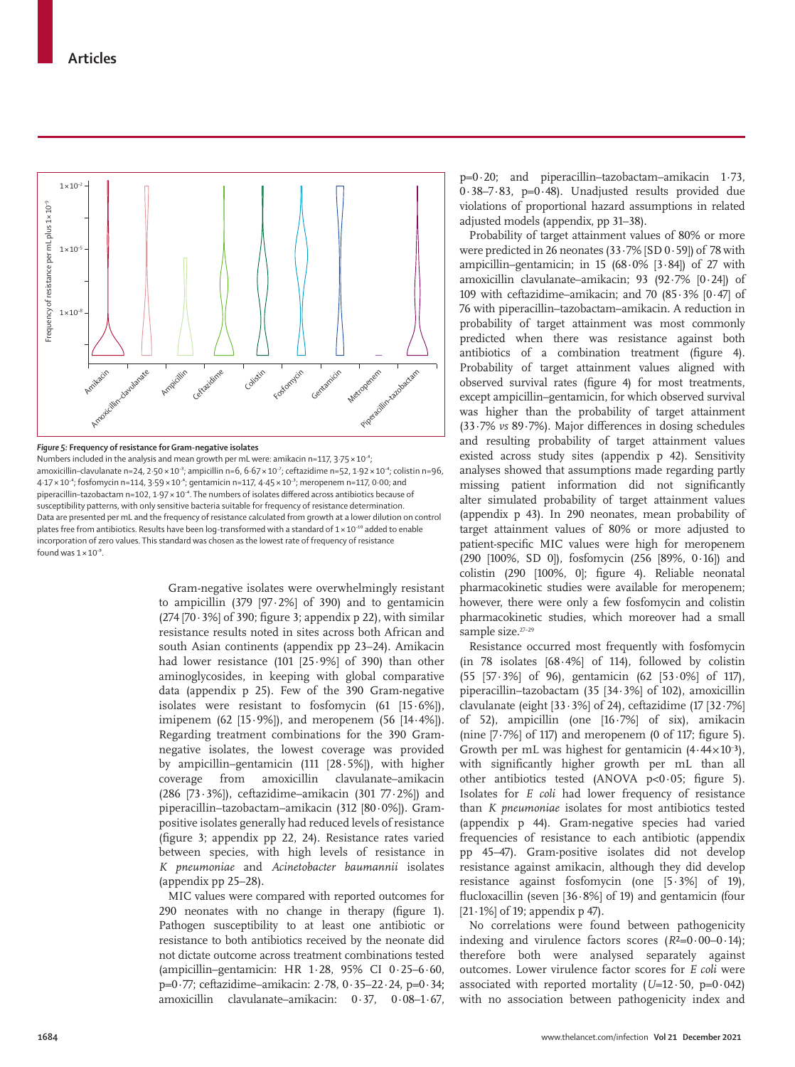Figure 5: Frequency of resistance for Gram-negative isolates

Numbers included in the analysis and mean growth per mL were: amikacin n=117, $3·75 \times 10^{-4}$; amoxicillin–clavulanate n=24, $2·50 \times 10^{-3}$; ampicillin n=6, $6·67 \times 10^{-7}$; ceftazidime n=52, $1·92 \times 10^{-4}$; colistin n=96, $4·17 \times 10^{-4}$; fosfomycin n=114, $3·59 \times 10^{-4}$; gentamicin n=117, $4·45 \times 10^{-3}$; meropenem n=117, 0·00; and piperacillin–tazobactam n=102, $1·97 \times 10^{-4}$. The numbers of isolates differed across antibiotics because of susceptibility patterns, with only sensitive bacteria suitable for frequency of resistance determination. Data are presented per mL and the frequency of resistance calculated from growth at a lower dilution on control plates free from antibiotics. Results have been log-transformed with a standard of $1 \times 10^{-10}$ added to enable incorporation of zero values. This standard was chosen as the lowest rate of frequency of resistance found was $1 \times 10^{-9}$.

Gram-negative isolates were overwhelmingly resistant to ampicillin (379 [97·2%] of 390) and to gentamicin (274 [70·3%] of 390; figure 3; appendix p 22), with similar resistance results noted in sites across both African and south Asian continents (appendix pp 23–24). Amikacin had lower resistance (101 [25·9%] of 390) than other aminoglycosides, in keeping with global comparative data (appendix p 25). Few of the 390 Gram-negative isolates were resistant to fosfomycin (61 [15·6%]), imipenem (62 [15·9%]), and meropenem (56 [14·4%]). Regarding treatment combinations for the 390 Gram-negative isolates, the lowest coverage was provided by ampicillin–gentamicin (111 [28·5%]), with higher coverage from amoxicillin clavulanate–amikacin (286 [73·3%]), ceftazidime–amikacin (301 77·2%]) and piperacillin–tazobactam–amikacin (312 [80·0%]). Gram-positive isolates generally had reduced levels of resistance (figure 3; appendix pp 22, 24). Resistance rates varied between species, with high levels of resistance in *K pneumoniae* and *Acinetobacter baumannii* isolates (appendix pp 25–28).

MIC values were compared with reported outcomes for 290 neonates with no change in therapy (figure 1). Pathogen susceptibility to at least one antibiotic or resistance to both antibiotics received by the neonate did not dictate outcome across treatment combinations tested (ampicillin–gentamicin: HR 1·28, 95% CI 0·25–6·60, p=0·77; ceftazidime–amikacin: 2·78, 0·35–22·24, p=0·34; amoxicillin clavulanate–amikacin: 0·37, 0·08–1·67, p=0·20; and piperacillin–tazobactam–amikacin 1·73, 0·38–7·83, p=0·48). Unadjusted results provided due violations of proportional hazard assumptions in related adjusted models (appendix, pp 31–38).

Probability of target attainment values of 80% or more were predicted in 26 neonates (33·7% [SD 0·59]) of 78 with ampicillin–gentamicin; in 15 (68·0% [3·84]) of 27 with amoxicillin clavulanate–amikacin; 93 (92·7% [0·24]) of 109 with ceftazidime–amikacin; and 70 (85·3% [0·47] of 76 with piperacillin–tazobactam–amikacin. A reduction in probability of target attainment was most commonly predicted when there was resistance against both antibiotics of a combination treatment (figure 4). Probability of target attainment values aligned with observed survival rates (figure 4) for most treatments, except ampicillin–gentamicin, for which observed survival was higher than the probability of target attainment (33·7% *vs* 89·7%). Major differences in dosing schedules and resulting probability of target attainment values existed across study sites (appendix p 42). Sensitivity analyses showed that assumptions made regarding partly missing patient information did not significantly alter simulated probability of target attainment values (appendix p 43). In 290 neonates, mean probability of target attainment values of 80% or more adjusted to patient-specific MIC values were high for meropenem (290 [100%, SD 0]), fosfomycin (256 [89%, 0·16]) and colistin (290 [100%, 0]; figure 4). Reliable neonatal pharmacokinetic studies were available for meropenem; however, there were only a few fosfomycin and colistin pharmacokinetic studies, which moreover had a small sample size.[27–29]

Resistance occurred most frequently with fosfomycin (in 78 isolates [68·4%] of 114), followed by colistin (55 [57·3%] of 96), gentamicin (62 [53·0%] of 117), piperacillin–tazobactam (35 [34·3%] of 102), amoxicillin clavulanate (eight [33·3%] of 24), ceftazidime (17 [32·7%] of 52), ampicillin (one [16·7%] of six), amikacin (nine [7·7%] of 117) and meropenem (0 of 117; figure 5). Growth per mL was highest for gentamicin ($4·44 \times 10^{-3}$), with significantly higher growth per mL than all other antibiotics tested (ANOVA $p<0·05$; figure 5). Isolates for *E coli* had lower frequency of resistance than *K pneumoniae* isolates for most antibiotics tested (appendix p 44). Gram-negative species had varied frequencies of resistance to each antibiotic (appendix pp 45–47). Gram-positive isolates did not develop resistance against amikacin, although they did develop resistance against fosfomycin (one [5·3%] of 19), flucloxacillin (seven [36·8%] of 19) and gentamicin (four [21·1%] of 19; appendix p 47).

No correlations were found between pathogenicity indexing and virulence factors scores ($R^2$=0·00–0·14); therefore both were analysed separately against outcomes. Lower virulence factor scores for *E coli* were associated with reported mortality ($U$=12·50, p=0·042) with no association between pathogenicity index and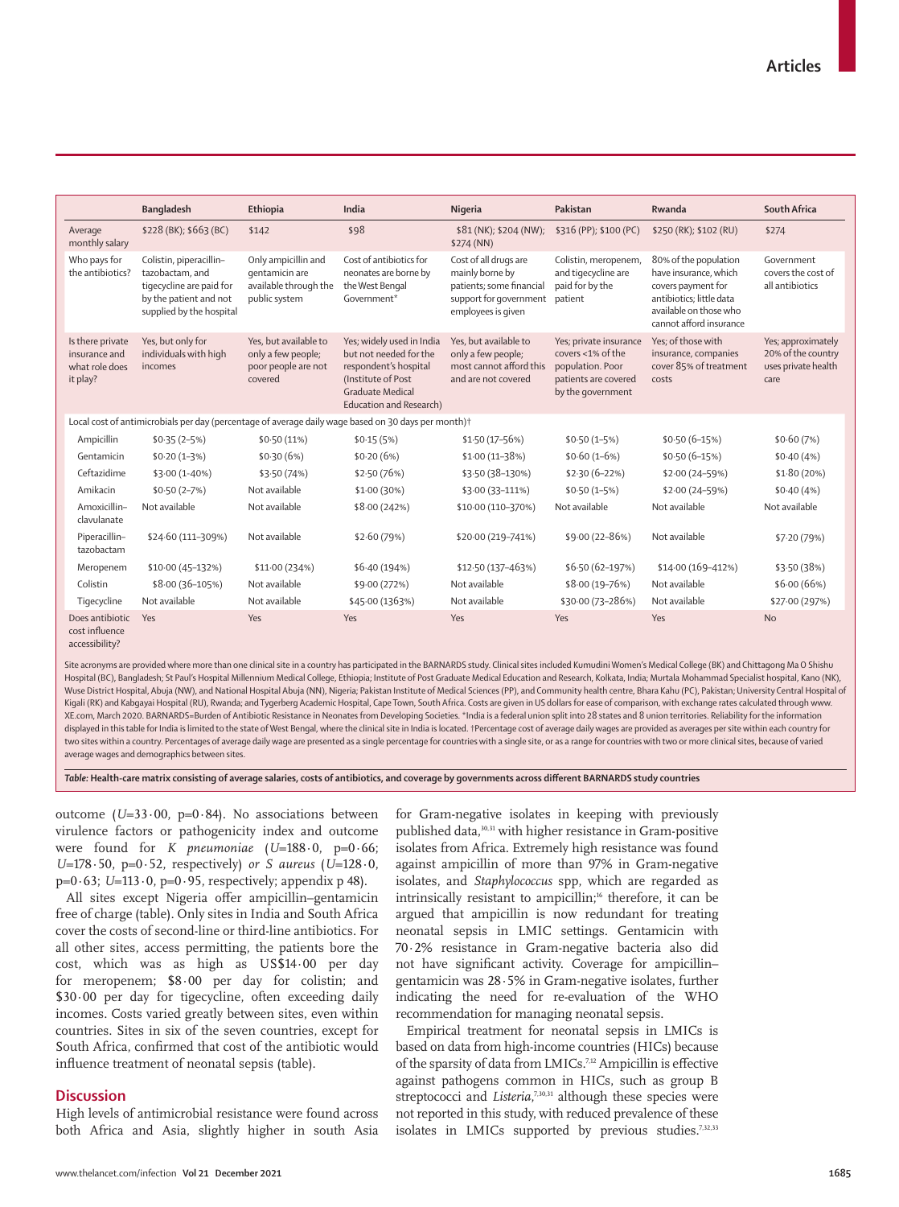|  | Bangladesh | Ethiopia | India | Nigeria | Pakistan | Rwanda | South Africa |
|---|---|---|---|---|---|---|---|
| Average monthly salary | \$228 (BK); \$663 (BC) | \$142 | \$98 | \$81 (NK); \$204 (NW); \$274 (NN) | \$316 (PP); \$100 (PC) | \$250 (RK); \$102 (RU) | \$274 |
| Who pays for the antibiotics? | Colistin, piperacillin–tazobactam, and tigecycline are paid for by the patient and not supplied by the hospital | Only ampicillin and gentamicin are available through the public system | Cost of antibiotics for neonates are borne by the West Bengal Government* | Cost of all drugs are mainly borne by patients; some financial support for government employees is given | Colistin, meropenem, and tigecycline are paid for by the patient | 80% of the population have insurance, which covers payment for antibiotics; little data available on those who cannot afford insurance | Government covers the cost of all antibiotics |
| Is there private insurance and what role does it play? | Yes, but only for individuals with high incomes | Yes, but available to only a few people; poor people are not covered | Yes; widely used in India but not needed for the respondent's hospital (Institute of Post Graduate Medical Education and Research) | Yes, but available to only a few people; most cannot afford this and are not covered | Yes; private insurance covers <1% of the population. Poor patients are covered by the government | Yes; of those with insurance, companies cover 85% of treatment costs | Yes; approximately 20% of the country uses private health care |
| Local cost of antimicrobials per day (percentage of average daily wage based on 30 days per month)† | | | | | | | |
| Ampicillin | \$0·35 (2–5%) | \$0·50 (11%) | \$0·15 (5%) | \$1·50 (17–56%) | \$0·50 (1–5%) | \$0·50 (6–15%) | \$0·60 (7%) |
| Gentamicin | \$0·20 (1–3%) | \$0·30 (6%) | \$0·20 (6%) | \$1·00 (11–38%) | \$0·60 (1–6%) | \$0·50 (6–15%) | \$0·40 (4%) |
| Ceftazidime | \$3·00 (1–40%) | \$3·50 (74%) | \$2·50 (76%) | \$3·50 (38–130%) | \$2·30 (6–22%) | \$2·00 (24–59%) | \$1·80 (20%) |
| Amikacin | \$0·50 (2–7%) | Not available | \$1·00 (30%) | \$3·00 (33–111%) | \$0·50 (1–5%) | \$2·00 (24–59%) | \$0·40 (4%) |
| Amoxicillin–clavulanate | Not available | Not available | \$8·00 (242%) | \$10·00 (110–370%) | Not available | Not available | Not available |
| Piperacillin–tazobactam | \$24·60 (111–309%) | Not available | \$2·60 (79%) | \$20·00 (219–741%) | \$9·00 (22–86%) | Not available | \$7·20 (79%) |
| Meropenem | \$10·00 (45–132%) | \$11·00 (234%) | \$6·40 (194%) | \$12·50 (137–463%) | \$6·50 (62–197%) | \$14·00 (169–412%) | \$3·50 (38%) |
| Colistin | \$8·00 (36–105%) | Not available | \$9·00 (272%) | Not available | \$8·00 (19–76%) | Not available | \$6·00 (66%) |
| Tigecycline | Not available | Not available | \$45·00 (1363%) | Not available | \$30·00 (73–286%) | Not available | \$27·00 (297%) |
| Does antibiotic cost influence accessibility? | Yes | Yes | Yes | Yes | Yes | Yes | No |

Site acronyms are provided where more than one clinical site in a country has participated in the BARNARDS study. Clinical sites included Kumudini Women's Medical College (BK) and Chittagong Ma O Shishu Hospital (BC), Bangladesh; St Paul's Hospital Millennium Medical College, Ethiopia; Institute of Post Graduate Medical Education and Research, Kolkata, India; Murtala Mohammad Specialist hospital, Kano (NK), Wuse District Hospital, Abuja (NW), and National Hospital Abuja (NN), Nigeria; Pakistan Institute of Medical Sciences (PP), and Community health centre, Bhara Kahu (PC), Pakistan; University Central Hospital of Kigali (RK) and Kabgayai Hospital (RU), Rwanda; and Tygerberg Academic Hospital, Cape Town, South Africa. Costs are given in US dollars for ease of comparison, with exchange rates calculated through www.XE.com, March 2020. BARNARDS=Burden of Antibiotic Resistance in Neonates from Developing Societies. *India is a federal union split into 28 states and 8 union territories. Reliability for the information displayed in this table for India is limited to the state of West Bengal, where the clinical site in India is located. †Percentage cost of average daily wages are provided as averages per site within each country for two sites within a country. Percentages of average daily wage are presented as a single percentage for countries with a single site, or as a range for countries with two or more clinical sites, because of varied average wages and demographics between sites.

***Table:* Health-care matrix consisting of average salaries, costs of antibiotics, and coverage by governments across different BARNARDS study countries**

outcome ($U$=33·00, p=0·84). No associations between virulence factors or pathogenicity index and outcome were found for *K pneumoniae* ($U$=188·0, p=0·66; $U$=178·50, p=0·52, respectively) *or S aureus* ($U$=128·0, p=0·63; $U$=113·0, p=0·95, respectively; appendix p 48).

All sites except Nigeria offer ampicillin–gentamicin free of charge (table). Only sites in India and South Africa cover the costs of second-line or third-line antibiotics. For all other sites, access permitting, the patients bore the cost, which was as high as US\$14·00 per day for meropenem; \$8·00 per day for colistin; and \$30·00 per day for tigecycline, often exceeding daily incomes. Costs varied greatly between sites, even within countries. Sites in six of the seven countries, except for South Africa, confirmed that cost of the antibiotic would influence treatment of neonatal sepsis (table).

## Discussion

High levels of antimicrobial resistance were found across both Africa and Asia, slightly higher in south Asia for Gram-negative isolates in keeping with previously published data,[30,31] with higher resistance in Gram-positive isolates from Africa. Extremely high resistance was found against ampicillin of more than 97% in Gram-negative isolates, and *Staphylococcus* spp, which are regarded as intrinsically resistant to ampicillin;[16] therefore, it can be argued that ampicillin is now redundant for treating neonatal sepsis in LMIC settings. Gentamicin with 70·2% resistance in Gram-negative bacteria also did not have significant activity. Coverage for ampicillin–gentamicin was 28·5% in Gram-negative isolates, further indicating the need for re-evaluation of the WHO recommendation for managing neonatal sepsis.

Empirical treatment for neonatal sepsis in LMICs is based on data from high-income countries (HICs) because of the sparsity of data from LMICs.[7,12] Ampicillin is effective against pathogens common in HICs, such as group B streptococci and *Listeria*,[7,30,31] although these species were not reported in this study, with reduced prevalence of these isolates in LMICs supported by previous studies.[7,32,33]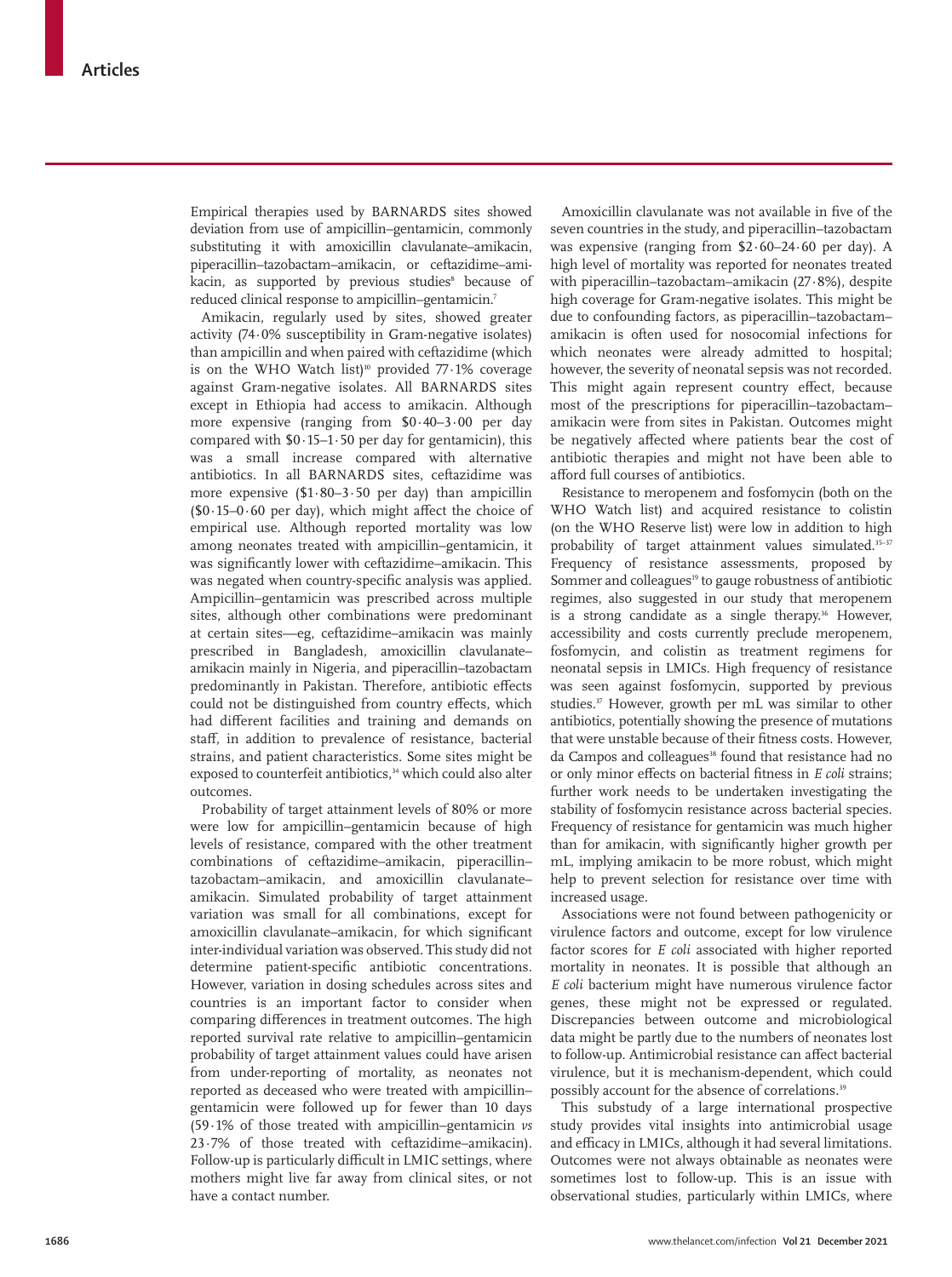Empirical therapies used by BARNARDS sites showed deviation from use of ampicillin–gentamicin, commonly substituting it with amoxicillin clavulanate–amikacin, piperacillin–tazobactam–amikacin, or ceftazidime–amikacin, as supported by previous studies[8] because of reduced clinical response to ampicillin–gentamicin.[7]

Amikacin, regularly used by sites, showed greater activity (74·0% susceptibility in Gram-negative isolates) than ampicillin and when paired with ceftazidime (which is on the WHO Watch list)[10] provided 77·1% coverage against Gram-negative isolates. All BARNARDS sites except in Ethiopia had access to amikacin. Although more expensive (ranging from $0·40–3·00 per day compared with $0·15–1·50 per day for gentamicin), this was a small increase compared with alternative antibiotics. In all BARNARDS sites, ceftazidime was more expensive ($1·80–3·50 per day) than ampicillin ($0·15–0·60 per day), which might affect the choice of empirical use. Although reported mortality was low among neonates treated with ampicillin–gentamicin, it was significantly lower with ceftazidime–amikacin. This was negated when country-specific analysis was applied. Ampicillin–gentamicin was prescribed across multiple sites, although other combinations were predominant at certain sites—eg, ceftazidime–amikacin was mainly prescribed in Bangladesh, amoxicillin clavulanate–amikacin mainly in Nigeria, and piperacillin–tazobactam predominantly in Pakistan. Therefore, antibiotic effects could not be distinguished from country effects, which had different facilities and training and demands on staff, in addition to prevalence of resistance, bacterial strains, and patient characteristics. Some sites might be exposed to counterfeit antibiotics,[34] which could also alter outcomes.

Probability of target attainment levels of 80% or more were low for ampicillin–gentamicin because of high levels of resistance, compared with the other treatment combinations of ceftazidime–amikacin, piperacillin–tazobactam–amikacin, and amoxicillin clavulanate–amikacin. Simulated probability of target attainment variation was small for all combinations, except for amoxicillin clavulanate–amikacin, for which significant inter-individual variation was observed. This study did not determine patient-specific antibiotic concentrations. However, variation in dosing schedules across sites and countries is an important factor to consider when comparing differences in treatment outcomes. The high reported survival rate relative to ampicillin–gentamicin probability of target attainment values could have arisen from under-reporting of mortality, as neonates not reported as deceased who were treated with ampicillin–gentamicin were followed up for fewer than 10 days (59·1% of those treated with ampicillin–gentamicin *vs* 23·7% of those treated with ceftazidime–amikacin). Follow-up is particularly difficult in LMIC settings, where mothers might live far away from clinical sites, or not have a contact number.

Amoxicillin clavulanate was not available in five of the seven countries in the study, and piperacillin–tazobactam was expensive (ranging from $2·60–24·60 per day). A high level of mortality was reported for neonates treated with piperacillin–tazobactam–amikacin (27·8%), despite high coverage for Gram-negative isolates. This might be due to confounding factors, as piperacillin–tazobactam–amikacin is often used for nosocomial infections for which neonates were already admitted to hospital; however, the severity of neonatal sepsis was not recorded. This might again represent country effect, because most of the prescriptions for piperacillin–tazobactam–amikacin were from sites in Pakistan. Outcomes might be negatively affected where patients bear the cost of antibiotic therapies and might not have been able to afford full courses of antibiotics.

Resistance to meropenem and fosfomycin (both on the WHO Watch list) and acquired resistance to colistin (on the WHO Reserve list) were low in addition to high probability of target attainment values simulated.[35–37] Frequency of resistance assessments, proposed by Sommer and colleagues[19] to gauge robustness of antibiotic regimes, also suggested in our study that meropenem is a strong candidate as a single therapy.[36] However, accessibility and costs currently preclude meropenem, fosfomycin, and colistin as treatment regimens for neonatal sepsis in LMICs. High frequency of resistance was seen against fosfomycin, supported by previous studies.[37] However, growth per mL was similar to other antibiotics, potentially showing the presence of mutations that were unstable because of their fitness costs. However, da Campos and colleagues[38] found that resistance had no or only minor effects on bacterial fitness in *E coli* strains; further work needs to be undertaken investigating the stability of fosfomycin resistance across bacterial species. Frequency of resistance for gentamicin was much higher than for amikacin, with significantly higher growth per mL, implying amikacin to be more robust, which might help to prevent selection for resistance over time with increased usage.

Associations were not found between pathogenicity or virulence factors and outcome, except for low virulence factor scores for *E coli* associated with higher reported mortality in neonates. It is possible that although an *E coli* bacterium might have numerous virulence factor genes, these might not be expressed or regulated. Discrepancies between outcome and microbiological data might be partly due to the numbers of neonates lost to follow-up. Antimicrobial resistance can affect bacterial virulence, but it is mechanism-dependent, which could possibly account for the absence of correlations.[39]

This substudy of a large international prospective study provides vital insights into antimicrobial usage and efficacy in LMICs, although it had several limitations. Outcomes were not always obtainable as neonates were sometimes lost to follow-up. This is an issue with observational studies, particularly within LMICs, where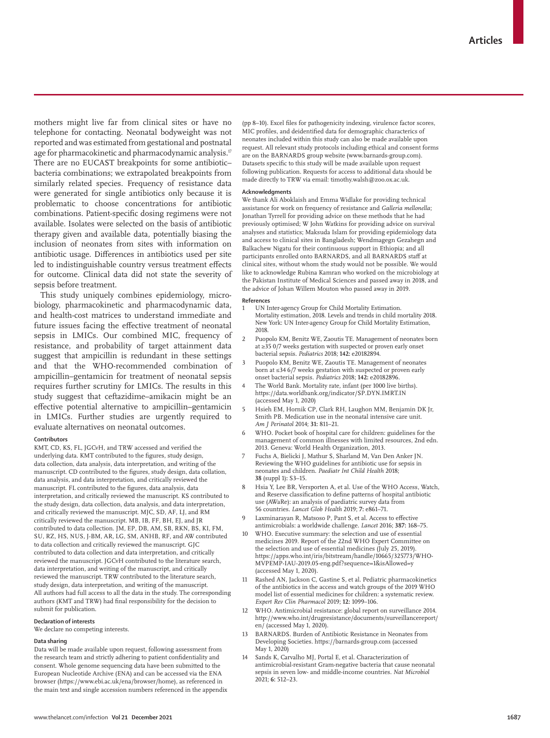mothers might live far from clinical sites or have no telephone for contacting. Neonatal bodyweight was not reported and was estimated from gestational and postnatal age for pharmacokinetic and pharmacodynamic analysis.[17] There are no EUCAST breakpoints for some antibiotic–bacteria combinations; we extrapolated breakpoints from similarly related species. Frequency of resistance data were generated for single antibiotics only because it is problematic to choose concentrations for antibiotic combinations. Patient-specific dosing regimens were not available. Isolates were selected on the basis of antibiotic therapy given and available data, potentially biasing the inclusion of neonates from sites with information on antibiotic usage. Differences in antibiotics used per site led to indistinguishable country versus treatment effects for outcome. Clinical data did not state the severity of sepsis before treatment.

This study uniquely combines epidemiology, microbiology, pharmacokinetic and pharmacodynamic data, and health-cost matrices to understand immediate and future issues facing the effective treatment of neonatal sepsis in LMICs. Our combined MIC, frequency of resistance, and probability of target attainment data suggest that ampicillin is redundant in these settings and that the WHO-recommended combination of ampicillin–gentamicin for treatment of neonatal sepsis requires further scrutiny for LMICs. The results in this study suggest that ceftazidime–amikacin might be an effective potential alternative to ampicillin–gentamicin in LMICs. Further studies are urgently required to evaluate alternatives on neonatal outcomes.

#### Contributors

KMT, CD, KS, FL, JGCvH, and TRW accessed and verified the underlying data. KMT contributed to the figures, study design, data collection, data analysis, data interpretation, and writing of the manuscript. CD contributed to the figures, study design, data collation, data analysis, and data interpretation, and critically reviewed the manuscript. FL contributed to the figures, data analysis, data interpretation, and critically reviewed the manuscript. KS contributed to the study design, data collection, data analysis, and data interpretation, and critically reviewed the manuscript. MJC, SD, AF, LJ, and RM critically reviewed the manuscript. MB, IB, FF, BH, EJ, and JR contributed to data collection. JM, EP, DB, AM, SB, RKN, BS, KI, FM, SU, RZ, HS, NUS, J-BM, AR, LG, SM, ANHB, RF, and AW contributed to data collection and critically reviewed the manuscript. GJC contributed to data collection and data interpretation, and critically reviewed the manuscript. JGCvH contributed to the literature search, data interpretation, and writing of the manuscript, and critically reviewed the manuscript. TRW contributed to the literature search, study design, data interpretation, and writing of the manuscript. All authors had full access to all the data in the study. The corresponding authors (KMT and TRW) had final responsibility for the decision to submit for publication.

#### Declaration of interests

We declare no competing interests.

#### Data sharing

Data will be made available upon request, following assessment from the research team and strictly adhering to patient confidentiality and consent. Whole genome sequencing data have been submitted to the European Nucleotide Archive (ENA) and can be accessed via the ENA browser (https://www.ebi.ac.uk/ena/browser/home), as referenced in the main text and single accession numbers referenced in the appendix (pp 8–10). Excel files for pathogenicity indexing, virulence factor scores, MIC profiles, and deidentified data for demographic characterics of neonates included within this study can also be made available upon request. All relevant study protocols including ethical and consent forms are on the BARNARDS group website (www.barnards-group.com). Datasets specific to this study will be made available upon request following publication. Requests for access to additional data should be made directly to TRW via email: timothy.walsh@zoo.ox.ac.uk.

#### Acknowledgments

We thank Ali Aboklaish and Emma Widlake for providing technical assistance for work on frequency of resistance and *Galleria mellonella*; Jonathan Tyrrell for providing advice on these methods that he had previously optimised; W John Watkins for providing advice on survival analyses and statistics; Maksuda Islam for providing epidemiology data and access to clinical sites in Bangladesh; Wendmagegn Gezahegn and Balkachew Nigatu for their continuous support in Ethiopia; and all participants enrolled onto BARNARDS, and all BARNARDS staff at clinical sites, without whom the study would not be possible. We would like to acknowledge Rubina Kamran who worked on the microbiology at the Pakistan Institute of Medical Sciences and passed away in 2018, and the advice of Johan Willem Mouton who passed away in 2019.

#### References

1. UN Inter-agency Group for Child Mortality Estimation. Mortality estimation, 2018. Levels and trends in child mortality 2018. New York: UN Inter-agency Group for Child Mortality Estimation, 2018.
2. Puopolo KM, Benitz WE, Zaoutis TE. Management of neonates born at ≥35 0/7 weeks gestation with suspected or proven early onset bacterial sepsis. *Pediatrics* 2018; **142:** e20182894.
3. Puopolo KM, Benitz WE, Zaoutis TE. Management of neonates born at ≤34 6/7 weeks gestation with suspected or proven early onset bacterial sepsis. *Pediatrics* 2018; **142:** e20182896.
4. The World Bank. Mortality rate, infant (per 1000 live births). https://data.worldbank.org/indicator/SP.DYN.IMRT.IN (accessed May 1, 2020)
5. Hsieh EM, Hornik CP, Clark RH, Laughon MM, Benjamin DK Jr, Smith PB. Medication use in the neonatal intensive care unit. *Am J Perinatol* 2014; **31:** 811–21.
6. WHO. Pocket book of hospital care for children: guidelines for the management of common illnesses with limited resources, 2nd edn. 2013. Geneva: World Health Organization, 2013.
7. Fuchs A, Bielicki J, Mathur S, Sharland M, Van Den Anker JN. Reviewing the WHO guidelines for antibiotic use for sepsis in neonates and children. *Paediatr Int Child Health* 2018; **38** (suppl 1)**:** S3–15.
8. Hsia Y, Lee BR, Versporten A, et al. Use of the WHO Access, Watch, and Reserve classification to define patterns of hospital antibiotic use (AWaRe): an analysis of paediatric survey data from 56 countries. *Lancet Glob Health* 2019; **7:** e861–71.
9. Laxminarayan R, Matsoso P, Pant S, et al. Access to effective antimicrobials: a worldwide challenge. *Lancet* 2016; **387:** 168–75.
10. WHO. Executive summary: the selection and use of essential medicines 2019. Report of the 22nd WHO Expert Committee on the selection and use of essential medicines (July 25, 2019). https://apps.who.int/iris/bitstream/handle/10665/325773/WHO-MVPEMP-IAU-2019.05-eng.pdf?sequence=1&isAllowed=y (accessed May 1, 2020).
11. Rashed AN, Jackson C, Gastine S, et al. Pediatric pharmacokinetics of the antibiotics in the access and watch groups of the 2019 WHO model list of essential medicines for children: a systematic review. *Expert Rev Clin Pharmacol* 2019; **12:** 1099–106.
12. WHO. Antimicrobial resistance: global report on surveillance 2014. http://www.who.int/drugresistance/documents/surveillancereport/en/ (accessed May 1, 2020).
13. BARNARDS. Burden of Antibiotic Resistance in Neonates from Developing Societies. https://barnards-group.com (accessed May 1, 2020)
14. Sands K, Carvalho MJ, Portal E, et al. Characterization of antimicrobial-resistant Gram-negative bacteria that cause neonatal sepsis in seven low- and middle-income countries. *Nat Microbiol* 2021; **6:** 512–23.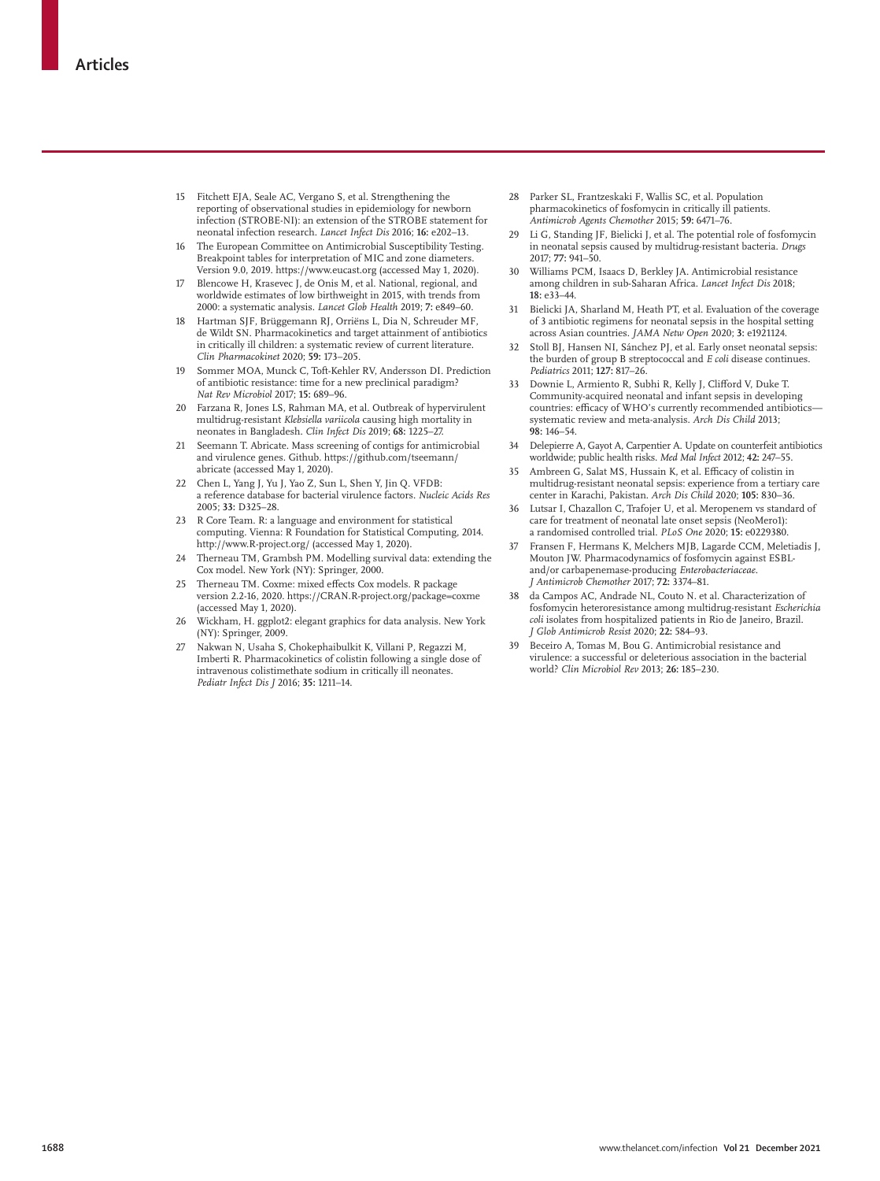15 Fitchett EJA, Seale AC, Vergano S, et al. Strengthening the reporting of observational studies in epidemiology for newborn infection (STROBE-NI): an extension of the STROBE statement for neonatal infection research. *Lancet Infect Dis* 2016; **16:** e202–13.

16 The European Committee on Antimicrobial Susceptibility Testing. Breakpoint tables for interpretation of MIC and zone diameters. Version 9.0, 2019. https://www.eucast.org (accessed May 1, 2020).

17 Blencowe H, Krasevec J, de Onis M, et al. National, regional, and worldwide estimates of low birthweight in 2015, with trends from 2000: a systematic analysis. *Lancet Glob Health* 2019; **7:** e849–60.

18 Hartman SJF, Brüggemann RJ, Orriëns L, Dia N, Schreuder MF, de Wildt SN. Pharmacokinetics and target attainment of antibiotics in critically ill children: a systematic review of current literature. *Clin Pharmacokinet* 2020; **59:** 173–205.

19 Sommer MOA, Munck C, Toft-Kehler RV, Andersson DI. Prediction of antibiotic resistance: time for a new preclinical paradigm? *Nat Rev Microbiol* 2017; **15:** 689–96.

20 Farzana R, Jones LS, Rahman MA, et al. Outbreak of hypervirulent multidrug-resistant *Klebsiella variicola* causing high mortality in neonates in Bangladesh. *Clin Infect Dis* 2019; **68:** 1225–27.

21 Seemann T. Abricate. Mass screening of contigs for antimicrobial and virulence genes. Github. https://github.com/tseemann/abricate (accessed May 1, 2020).

22 Chen L, Yang J, Yu J, Yao Z, Sun L, Shen Y, Jin Q. VFDB: a reference database for bacterial virulence factors. *Nucleic Acids Res* 2005; **33:** D325–28.

23 R Core Team. R: a language and environment for statistical computing. Vienna: R Foundation for Statistical Computing, 2014. http://www.R-project.org/ (accessed May 1, 2020).

24 Therneau TM, Grambsh PM. Modelling survival data: extending the Cox model. New York (NY): Springer, 2000.

25 Therneau TM. Coxme: mixed effects Cox models. R package version 2.2-16, 2020. https://CRAN.R-project.org/package=coxme (accessed May 1, 2020).

26 Wickham, H. ggplot2: elegant graphics for data analysis. New York (NY): Springer, 2009.

27 Nakwan N, Usaha S, Chokephaibulkit K, Villani P, Regazzi M, Imberti R. Pharmacokinetics of colistin following a single dose of intravenous colistimethate sodium in critically ill neonates. *Pediatr Infect Dis J* 2016; **35:** 1211–14.

28 Parker SL, Frantzeskaki F, Wallis SC, et al. Population pharmacokinetics of fosfomycin in critically ill patients. *Antimicrob Agents Chemother* 2015; **59:** 6471–76.

29 Li G, Standing JF, Bielicki J, et al. The potential role of fosfomycin in neonatal sepsis caused by multidrug-resistant bacteria. *Drugs* 2017; **77:** 941–50.

30 Williams PCM, Isaacs D, Berkley JA. Antimicrobial resistance among children in sub-Saharan Africa. *Lancet Infect Dis* 2018; **18:** e33–44.

31 Bielicki JA, Sharland M, Heath PT, et al. Evaluation of the coverage of 3 antibiotic regimens for neonatal sepsis in the hospital setting across Asian countries. *JAMA Netw Open* 2020; **3:** e1921124.

32 Stoll BJ, Hansen NI, Sánchez PJ, et al. Early onset neonatal sepsis: the burden of group B streptococcal and *E coli* disease continues. *Pediatrics* 2011; **127:** 817–26.

33 Downie L, Armiento R, Subhi R, Kelly J, Clifford V, Duke T. Community-acquired neonatal and infant sepsis in developing countries: efficacy of WHO's currently recommended antibiotics—systematic review and meta-analysis. *Arch Dis Child* 2013; **98:** 146–54.

34 Delepierre A, Gayot A, Carpentier A. Update on counterfeit antibiotics worldwide; public health risks. *Med Mal Infect* 2012; **42:** 247–55.

35 Ambreen G, Salat MS, Hussain K, et al. Efficacy of colistin in multidrug-resistant neonatal sepsis: experience from a tertiary care center in Karachi, Pakistan. *Arch Dis Child* 2020; **105:** 830–36.

36 Lutsar I, Chazallon C, Trafojer U, et al. Meropenem vs standard of care for treatment of neonatal late onset sepsis (NeoMero1): a randomised controlled trial. *PLoS One* 2020; **15:** e0229380.

37 Fransen F, Hermans K, Melchers MJB, Lagarde CCM, Meletiadis J, Mouton JW. Pharmacodynamics of fosfomycin against ESBL-and/or carbapenemase-producing *Enterobacteriaceae*. *J Antimicrob Chemother* 2017; **72:** 3374–81.

38 da Campos AC, Andrade NL, Couto N. et al. Characterization of fosfomycin heteroresistance among multidrug-resistant *Escherichia coli* isolates from hospitalized patients in Rio de Janeiro, Brazil. *J Glob Antimicrob Resist* 2020; **22:** 584–93.

39 Beceiro A, Tomas M, Bou G. Antimicrobial resistance and virulence: a successful or deleterious association in the bacterial world? *Clin Microbiol Rev* 2013; **26:** 185–230.